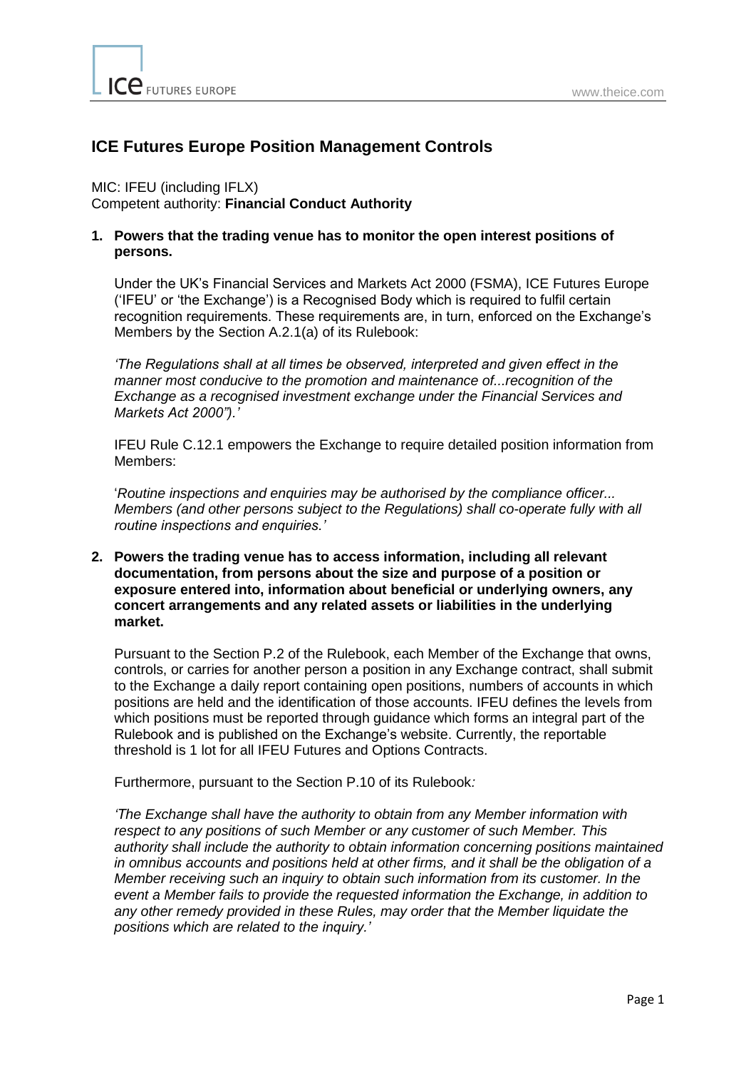# ICE Futures Europe Position Management Controls

MIC: IFEU (including IFLX)
Competent authority: **Financial Conduct Authority**

1. **Powers that the trading venue has to monitor the open interest positions of persons.**

   Under the UK's Financial Services and Markets Act 2000 (FSMA), ICE Futures Europe ('IFEU' or 'the Exchange') is a Recognised Body which is required to fulfil certain recognition requirements. These requirements are, in turn, enforced on the Exchange's Members by the Section A.2.1(a) of its Rulebook:

   *'The Regulations shall at all times be observed, interpreted and given effect in the manner most conducive to the promotion and maintenance of...recognition of the Exchange as a recognised investment exchange under the Financial Services and Markets Act 2000").'*

   IFEU Rule C.12.1 empowers the Exchange to require detailed position information from Members:

   '*Routine inspections and enquiries may be authorised by the compliance officer... Members (and other persons subject to the Regulations) shall co-operate fully with all routine inspections and enquiries.'*

2. **Powers the trading venue has to access information, including all relevant documentation, from persons about the size and purpose of a position or exposure entered into, information about beneficial or underlying owners, any concert arrangements and any related assets or liabilities in the underlying market.**

   Pursuant to the Section P.2 of the Rulebook, each Member of the Exchange that owns, controls, or carries for another person a position in any Exchange contract, shall submit to the Exchange a daily report containing open positions, numbers of accounts in which positions are held and the identification of those accounts. IFEU defines the levels from which positions must be reported through guidance which forms an integral part of the Rulebook and is published on the Exchange's website. Currently, the reportable threshold is 1 lot for all IFEU Futures and Options Contracts.

   Furthermore, pursuant to the Section P.10 of its Rulebook*:*

   *'The Exchange shall have the authority to obtain from any Member information with respect to any positions of such Member or any customer of such Member. This authority shall include the authority to obtain information concerning positions maintained in omnibus accounts and positions held at other firms, and it shall be the obligation of a Member receiving such an inquiry to obtain such information from its customer. In the event a Member fails to provide the requested information the Exchange, in addition to any other remedy provided in these Rules, may order that the Member liquidate the positions which are related to the inquiry.'*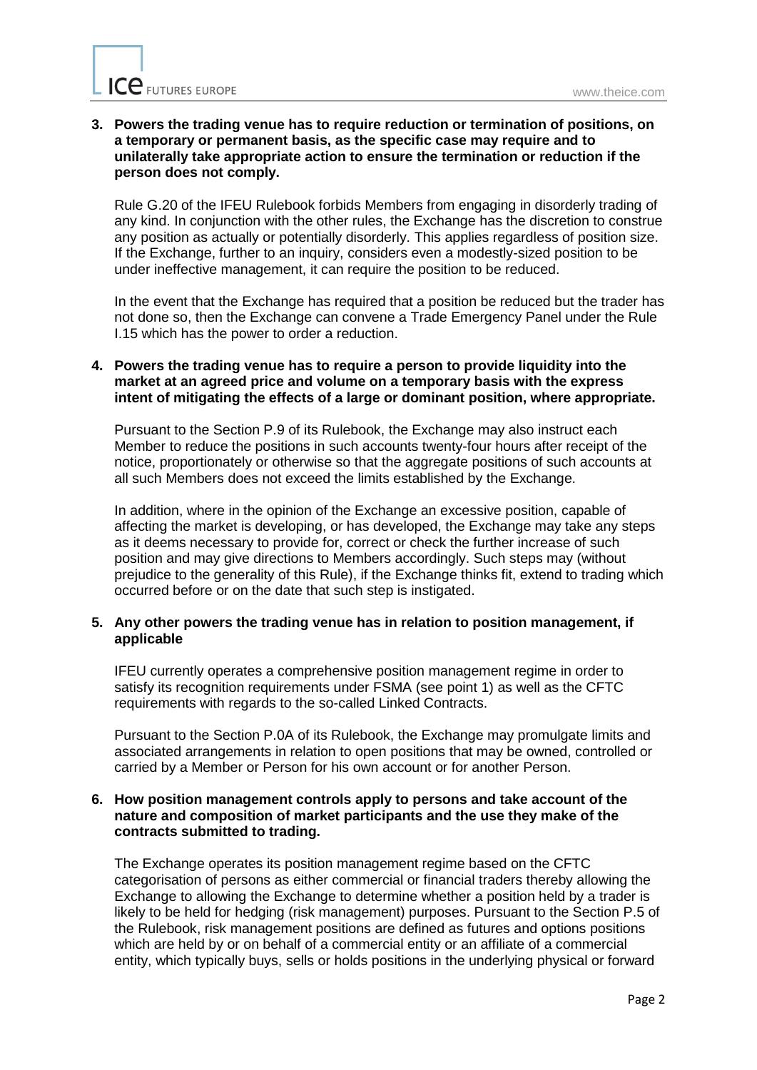**3. Powers the trading venue has to require reduction or termination of positions, on a temporary or permanent basis, as the specific case may require and to unilaterally take appropriate action to ensure the termination or reduction if the person does not comply.**

Rule G.20 of the IFEU Rulebook forbids Members from engaging in disorderly trading of any kind. In conjunction with the other rules, the Exchange has the discretion to construe any position as actually or potentially disorderly. This applies regardless of position size. If the Exchange, further to an inquiry, considers even a modestly-sized position to be under ineffective management, it can require the position to be reduced.

In the event that the Exchange has required that a position be reduced but the trader has not done so, then the Exchange can convene a Trade Emergency Panel under the Rule I.15 which has the power to order a reduction.

**4. Powers the trading venue has to require a person to provide liquidity into the market at an agreed price and volume on a temporary basis with the express intent of mitigating the effects of a large or dominant position, where appropriate.**

Pursuant to the Section P.9 of its Rulebook, the Exchange may also instruct each Member to reduce the positions in such accounts twenty-four hours after receipt of the notice, proportionately or otherwise so that the aggregate positions of such accounts at all such Members does not exceed the limits established by the Exchange.

In addition, where in the opinion of the Exchange an excessive position, capable of affecting the market is developing, or has developed, the Exchange may take any steps as it deems necessary to provide for, correct or check the further increase of such position and may give directions to Members accordingly. Such steps may (without prejudice to the generality of this Rule), if the Exchange thinks fit, extend to trading which occurred before or on the date that such step is instigated.

**5. Any other powers the trading venue has in relation to position management, if applicable**

IFEU currently operates a comprehensive position management regime in order to satisfy its recognition requirements under FSMA (see point 1) as well as the CFTC requirements with regards to the so-called Linked Contracts.

Pursuant to the Section P.0A of its Rulebook, the Exchange may promulgate limits and associated arrangements in relation to open positions that may be owned, controlled or carried by a Member or Person for his own account or for another Person.

**6. How position management controls apply to persons and take account of the nature and composition of market participants and the use they make of the contracts submitted to trading.**

The Exchange operates its position management regime based on the CFTC categorisation of persons as either commercial or financial traders thereby allowing the Exchange to allowing the Exchange to determine whether a position held by a trader is likely to be held for hedging (risk management) purposes. Pursuant to the Section P.5 of the Rulebook, risk management positions are defined as futures and options positions which are held by or on behalf of a commercial entity or an affiliate of a commercial entity, which typically buys, sells or holds positions in the underlying physical or forward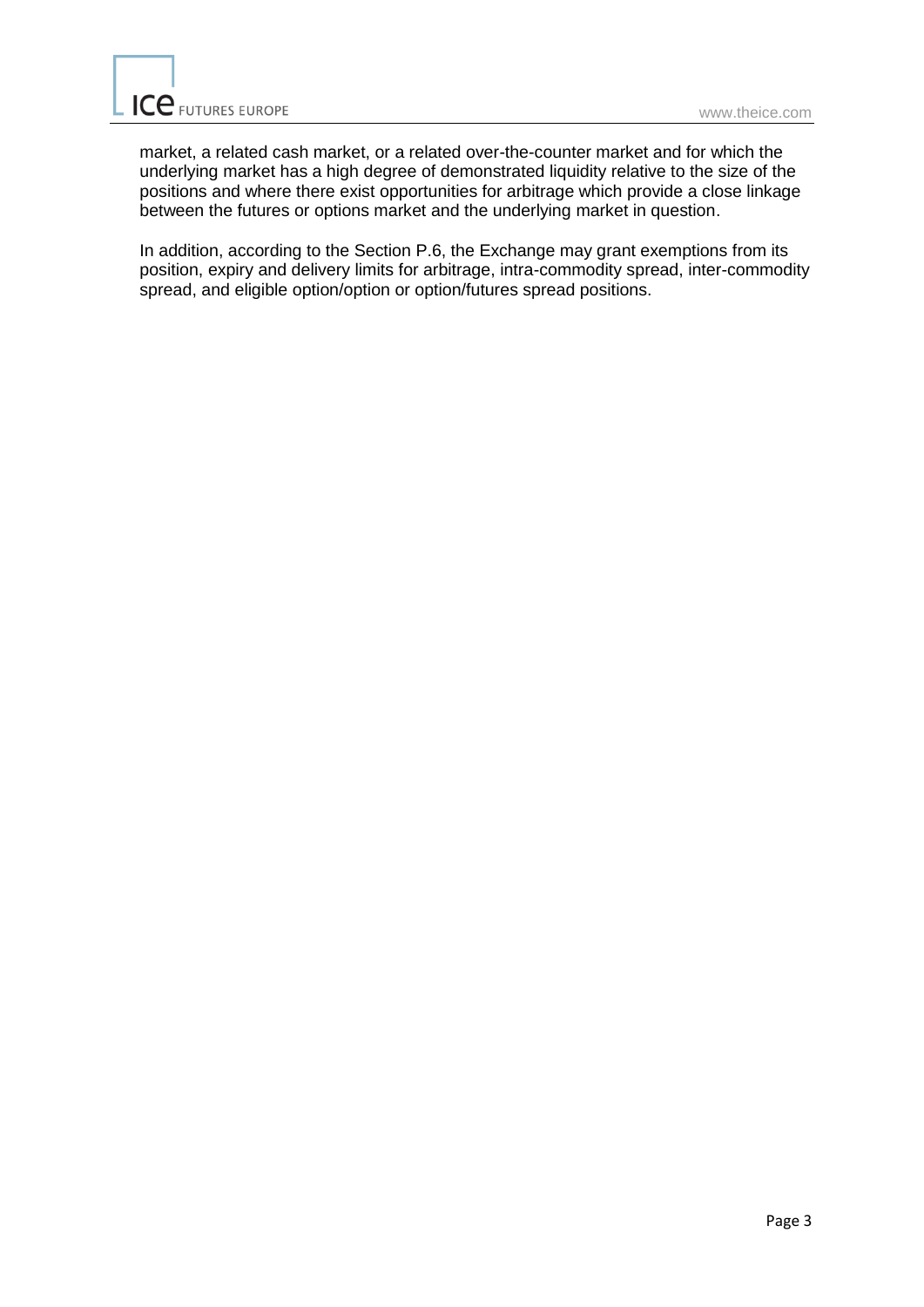market, a related cash market, or a related over-the-counter market and for which the underlying market has a high degree of demonstrated liquidity relative to the size of the positions and where there exist opportunities for arbitrage which provide a close linkage between the futures or options market and the underlying market in question.

In addition, according to the Section P.6, the Exchange may grant exemptions from its position, expiry and delivery limits for arbitrage, intra-commodity spread, inter-commodity spread, and eligible option/option or option/futures spread positions.